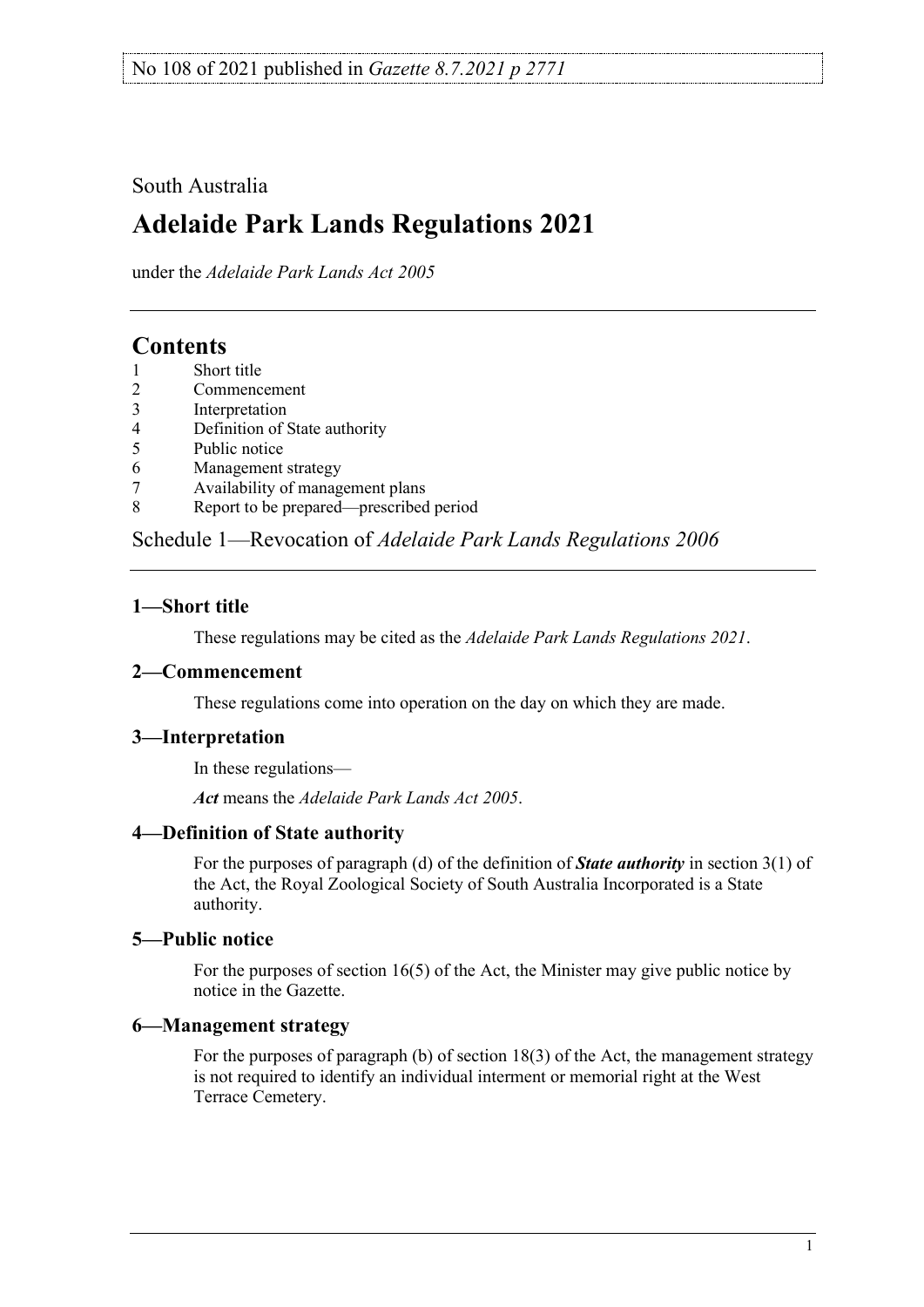No 108 of 2021 published in *Gazette 8.7.2021 p 2771*

South Australia

# Adelaide Park Lands Regulations 2021

under the *Adelaide Park Lands Act 2005*

## Contents

1 Short title
2 Commencement
3 Interpretation
4 Definition of State authority
5 Public notice
6 Management strategy
7 Availability of management plans
8 Report to be prepared—prescribed period

Schedule 1—Revocation of *Adelaide Park Lands Regulations 2006*

### 1—Short title

These regulations may be cited as the *Adelaide Park Lands Regulations 2021*.

### 2—Commencement

These regulations come into operation on the day on which they are made.

### 3—Interpretation

In these regulations—

***Act*** means the *Adelaide Park Lands Act 2005*.

### 4—Definition of State authority

For the purposes of paragraph (d) of the definition of ***State authority*** in section 3(1) of the Act, the Royal Zoological Society of South Australia Incorporated is a State authority.

### 5—Public notice

For the purposes of section 16(5) of the Act, the Minister may give public notice by notice in the Gazette.

### 6—Management strategy

For the purposes of paragraph (b) of section 18(3) of the Act, the management strategy is not required to identify an individual interment or memorial right at the West Terrace Cemetery.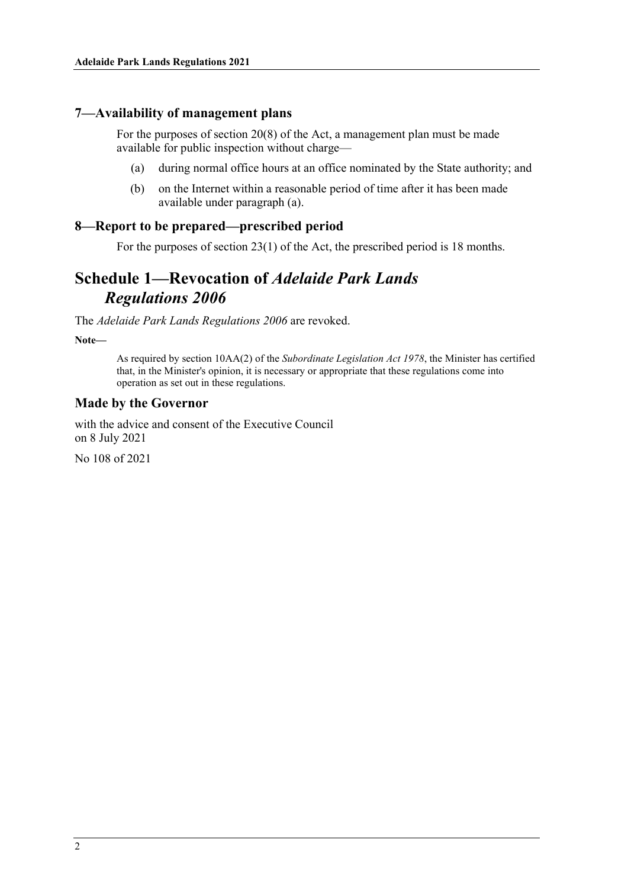## 7—Availability of management plans

For the purposes of section 20(8) of the Act, a management plan must be made available for public inspection without charge—

(a) during normal office hours at an office nominated by the State authority; and

(b) on the Internet within a reasonable period of time after it has been made available under paragraph (a).

## 8—Report to be prepared—prescribed period

For the purposes of section 23(1) of the Act, the prescribed period is 18 months.

# Schedule 1—Revocation of *Adelaide Park Lands Regulations 2006*

The *Adelaide Park Lands Regulations 2006* are revoked.

**Note—**

As required by section 10AA(2) of the *Subordinate Legislation Act 1978*, the Minister has certified that, in the Minister's opinion, it is necessary or appropriate that these regulations come into operation as set out in these regulations.

## Made by the Governor

with the advice and consent of the Executive Council
on 8 July 2021

No 108 of 2021